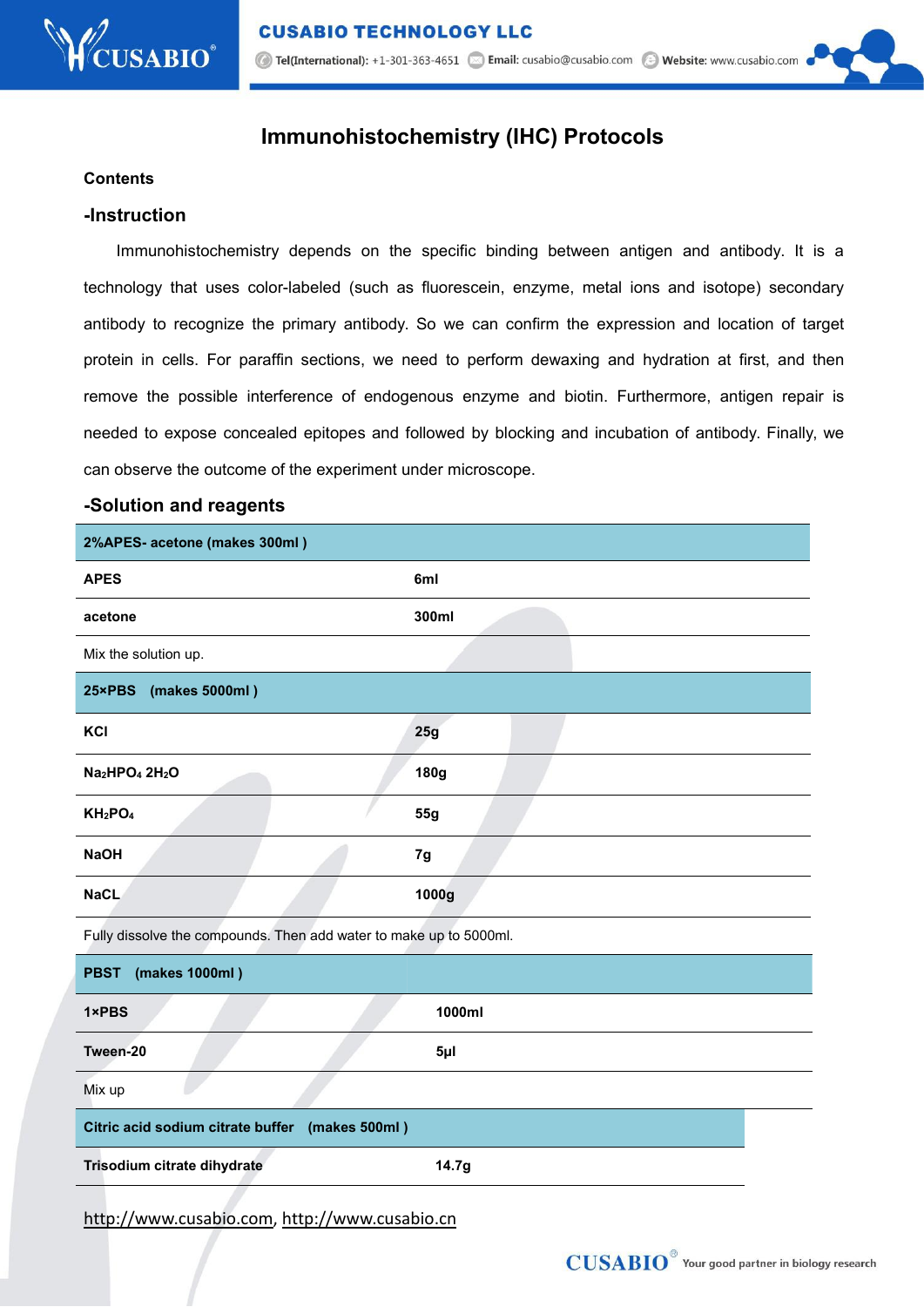# Immunohistochemistry (IHC) Protocols

**Contents**

## -Instruction

Immunohistochemistry depends on the specific binding between antigen and antibody. It is a technology that uses color-labeled (such as fluorescein, enzyme, metal ions and isotope) secondary antibody to recognize the primary antibody. So we can confirm the expression and location of target protein in cells. For paraffin sections, we need to perform dewaxing and hydration at first, and then remove the possible interference of endogenous enzyme and biotin. Furthermore, antigen repair is needed to expose concealed epitopes and followed by blocking and incubation of antibody. Finally, we can observe the outcome of the experiment under microscope.

## -Solution and reagents

| 2%APES- acetone (makes 300ml ) | |
|---|---|
| APES | 6ml |
| acetone | 300ml |
| Mix the solution up. | |

| 25×PBS (makes 5000ml ) | |
|---|---|
| KCl | 25g |
| $Na_2HPO_4$ $2H_2O$ | 180g |
| $KH_2PO_4$ | 55g |
| NaOH | 7g |
| NaCL | 1000g |
| Fully dissolve the compounds. Then add water to make up to 5000ml. | |

| PBST (makes 1000ml ) | |
|---|---|
| 1×PBS | 1000ml |
| Tween-20 | 5μl |
| Mix up | |

| Citric acid sodium citrate buffer (makes 500ml ) | |
|---|---|
| Trisodium citrate dihydrate | 14.7g |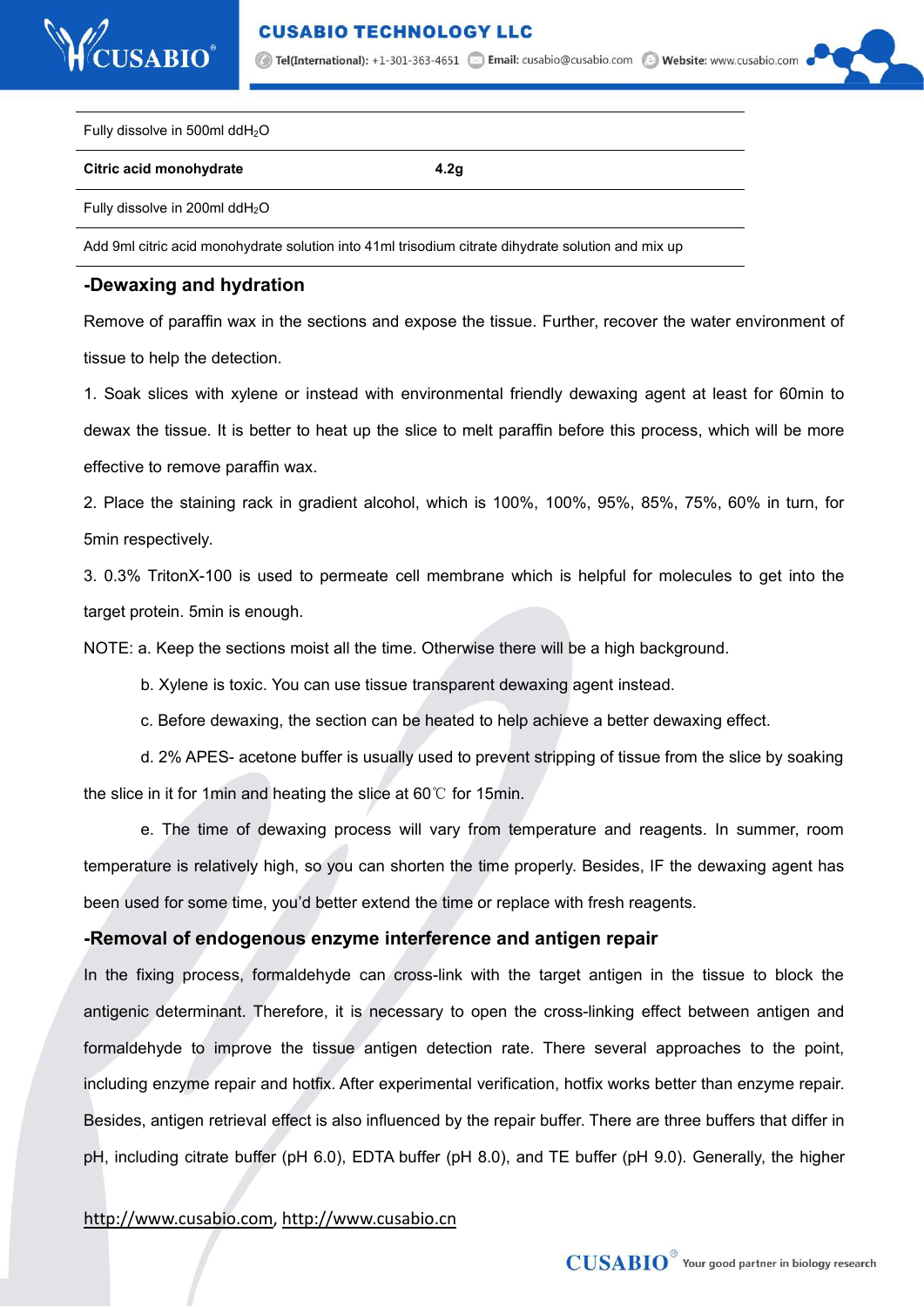| Fully dissolve in 500ml $ddH_2O$ | |
|---|---|
| **Citric acid monohydrate** | **4.2g** |
| Fully dissolve in 200ml $ddH_2O$ | |
| Add 9ml citric acid monohydrate solution into 41ml trisodium citrate dihydrate solution and mix up | |

## -Dewaxing and hydration

Remove of paraffin wax in the sections and expose the tissue. Further, recover the water environment of tissue to help the detection.

1. Soak slices with xylene or instead with environmental friendly dewaxing agent at least for 60min to dewax the tissue. It is better to heat up the slice to melt paraffin before this process, which will be more effective to remove paraffin wax.
2. Place the staining rack in gradient alcohol, which is 100%, 100%, 95%, 85%, 75%, 60% in turn, for 5min respectively.
3. 0.3% TritonX-100 is used to permeate cell membrane which is helpful for molecules to get into the target protein. 5min is enough.

NOTE: a. Keep the sections moist all the time. Otherwise there will be a high background.

b. Xylene is toxic. You can use tissue transparent dewaxing agent instead.

c. Before dewaxing, the section can be heated to help achieve a better dewaxing effect.

d. 2% APES- acetone buffer is usually used to prevent stripping of tissue from the slice by soaking the slice in it for 1min and heating the slice at 60℃ for 15min.

e. The time of dewaxing process will vary from temperature and reagents. In summer, room temperature is relatively high, so you can shorten the time properly. Besides, IF the dewaxing agent has been used for some time, you'd better extend the time or replace with fresh reagents.

## -Removal of endogenous enzyme interference and antigen repair

In the fixing process, formaldehyde can cross-link with the target antigen in the tissue to block the antigenic determinant. Therefore, it is necessary to open the cross-linking effect between antigen and formaldehyde to improve the tissue antigen detection rate. There several approaches to the point, including enzyme repair and hotfix. After experimental verification, hotfix works better than enzyme repair. Besides, antigen retrieval effect is also influenced by the repair buffer. There are three buffers that differ in pH, including citrate buffer (pH 6.0), EDTA buffer (pH 8.0), and TE buffer (pH 9.0). Generally, the higher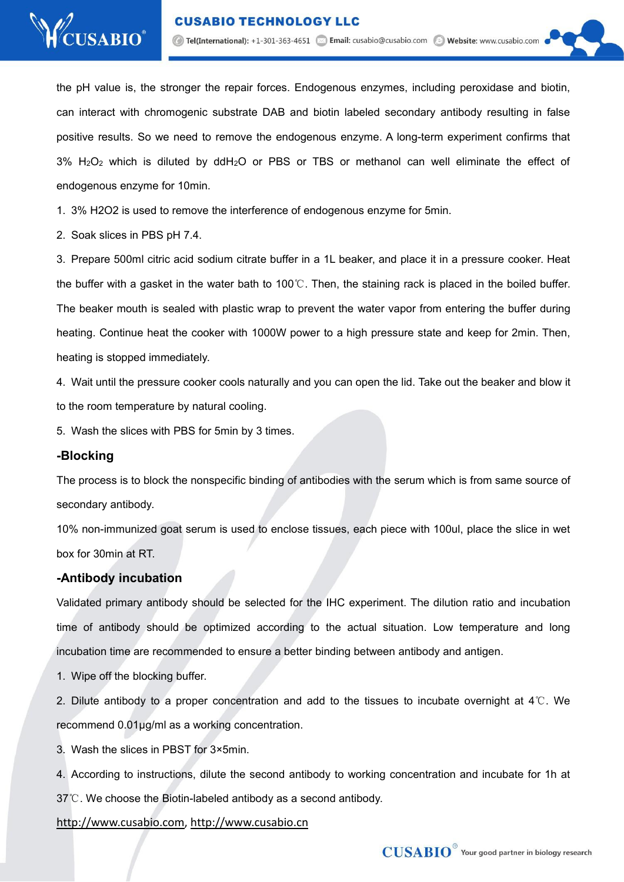the pH value is, the stronger the repair forces. Endogenous enzymes, including peroxidase and biotin, can interact with chromogenic substrate DAB and biotin labeled secondary antibody resulting in false positive results. So we need to remove the endogenous enzyme. A long-term experiment confirms that 3% $H_2O_2$ which is diluted by dd$H_2O$ or PBS or TBS or methanol can well eliminate the effect of endogenous enzyme for 10min.

1. 3% H2O2 is used to remove the interference of endogenous enzyme for 5min.
2. Soak slices in PBS pH 7.4.
3. Prepare 500ml citric acid sodium citrate buffer in a 1L beaker, and place it in a pressure cooker. Heat the buffer with a gasket in the water bath to 100℃. Then, the staining rack is placed in the boiled buffer. The beaker mouth is sealed with plastic wrap to prevent the water vapor from entering the buffer during heating. Continue heat the cooker with 1000W power to a high pressure state and keep for 2min. Then, heating is stopped immediately.
4. Wait until the pressure cooker cools naturally and you can open the lid. Take out the beaker and blow it to the room temperature by natural cooling.
5. Wash the slices with PBS for 5min by 3 times.

### -Blocking

The process is to block the nonspecific binding of antibodies with the serum which is from same source of secondary antibody.

10% non-immunized goat serum is used to enclose tissues, each piece with 100ul, place the slice in wet box for 30min at RT.

### -Antibody incubation

Validated primary antibody should be selected for the IHC experiment. The dilution ratio and incubation time of antibody should be optimized according to the actual situation. Low temperature and long incubation time are recommended to ensure a better binding between antibody and antigen.

1. Wipe off the blocking buffer.
2. Dilute antibody to a proper concentration and add to the tissues to incubate overnight at 4℃. We recommend 0.01μg/ml as a working concentration.
3. Wash the slices in PBST for 3×5min.
4. According to instructions, dilute the second antibody to working concentration and incubate for 1h at 37℃. We choose the Biotin-labeled antibody as a second antibody.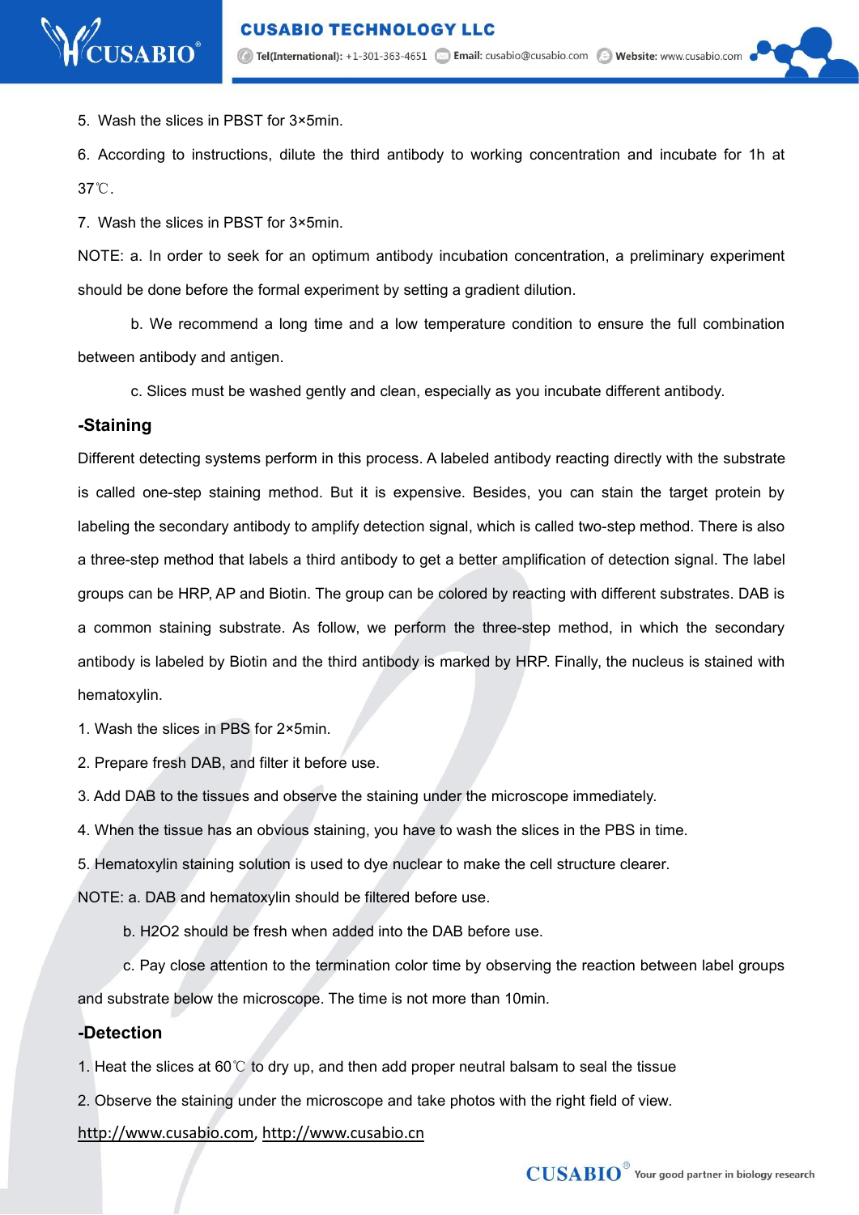5. Wash the slices in PBST for 3×5min.

6. According to instructions, dilute the third antibody to working concentration and incubate for 1h at 37℃.

7. Wash the slices in PBST for 3×5min.

NOTE: a. In order to seek for an optimum antibody incubation concentration, a preliminary experiment should be done before the formal experiment by setting a gradient dilution.

b. We recommend a long time and a low temperature condition to ensure the full combination between antibody and antigen.

c. Slices must be washed gently and clean, especially as you incubate different antibody.

### -Staining

Different detecting systems perform in this process. A labeled antibody reacting directly with the substrate is called one-step staining method. But it is expensive. Besides, you can stain the target protein by labeling the secondary antibody to amplify detection signal, which is called two-step method. There is also a three-step method that labels a third antibody to get a better amplification of detection signal. The label groups can be HRP, AP and Biotin. The group can be colored by reacting with different substrates. DAB is a common staining substrate. As follow, we perform the three-step method, in which the secondary antibody is labeled by Biotin and the third antibody is marked by HRP. Finally, the nucleus is stained with hematoxylin.

1. Wash the slices in PBS for 2×5min.

2. Prepare fresh DAB, and filter it before use.

3. Add DAB to the tissues and observe the staining under the microscope immediately.

4. When the tissue has an obvious staining, you have to wash the slices in the PBS in time.

5. Hematoxylin staining solution is used to dye nuclear to make the cell structure clearer.

NOTE: a. DAB and hematoxylin should be filtered before use.

b. $H_2O_2$ should be fresh when added into the DAB before use.

c. Pay close attention to the termination color time by observing the reaction between label groups and substrate below the microscope. The time is not more than 10min.

### -Detection

1. Heat the slices at 60℃ to dry up, and then add proper neutral balsam to seal the tissue

2. Observe the staining under the microscope and take photos with the right field of view.

http://www.cusabio.com, http://www.cusabio.cn